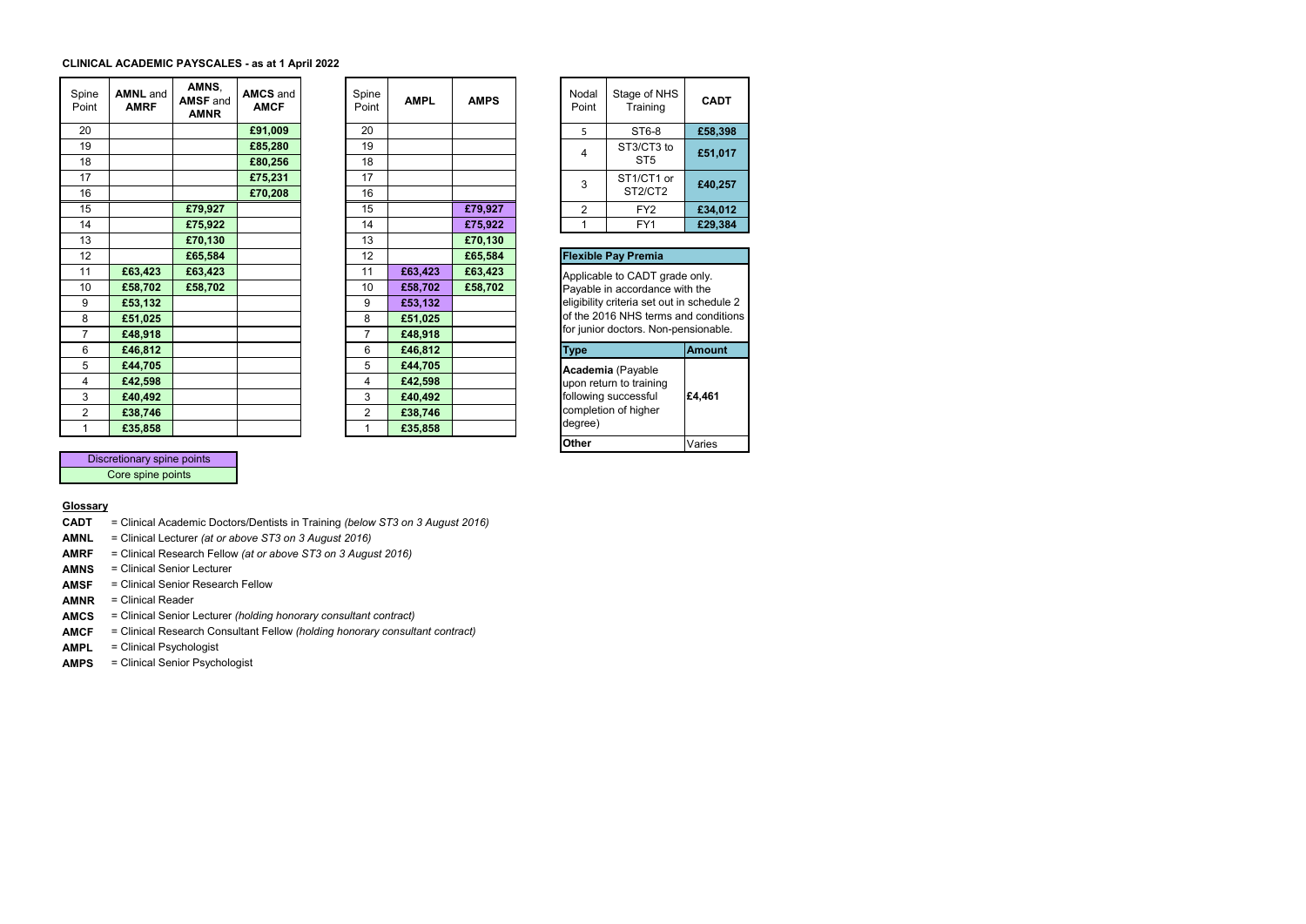## CLINICAL ACADEMIC PAYSCALES - as at 1 April 2022

| Spine Point | **AMNL** and **AMRF** | **AMNS**, **AMSF** and **AMNR** | **AMCS** and **AMCF** |
|---|---|---|---|
| 20 | | | £91,009 |
| 19 | | | £85,280 |
| 18 | | | £80,256 |
| 17 | | | £75,231 |
| 16 | | | £70,208 |
| 15 | | £79,927 | |
| 14 | | £75,922 | |
| 13 | | £70,130 | |
| 12 | | £65,584 | |
| 11 | £63,423 | £63,423 | |
| 10 | £58,702 | £58,702 | |
| 9 | £53,132 | | |
| 8 | £51,025 | | |
| 7 | £48,918 | | |
| 6 | £46,812 | | |
| 5 | £44,705 | | |
| 4 | £42,598 | | |
| 3 | £40,492 | | |
| 2 | £38,746 | | |
| 1 | £35,858 | | |

| Spine Point | **AMPL** | **AMPS** |
|---|---|---|
| 20 | | |
| 19 | | |
| 18 | | |
| 17 | | |
| 16 | | |
| 15 | | £79,927 |
| 14 | | £75,922 |
| 13 | | £70,130 |
| 12 | | £65,584 |
| 11 | £63,423 | £63,423 |
| 10 | £58,702 | £58,702 |
| 9 | £53,132 | |
| 8 | £51,025 | |
| 7 | £48,918 | |
| 6 | £46,812 | |
| 5 | £44,705 | |
| 4 | £42,598 | |
| 3 | £40,492 | |
| 2 | £38,746 | |
| 1 | £35,858 | |

| Nodal Point | Stage of NHS Training | **CADT** |
|---|---|---|
| 5 | ST6-8 | £58,398 |
| 4 | ST3/CT3 to ST5 | £51,017 |
| 3 | ST1/CT1 or ST2/CT2 | £40,257 |
| 2 | FY2 | £34,012 |
| 1 | FY1 | £29,384 |

**Flexible Pay Premia**

Applicable to CADT grade only. Payable in accordance with the eligibility criteria set out in schedule 2 of the 2016 NHS terms and conditions for junior doctors. Non-pensionable.

| **Type** | **Amount** |
|---|---|
| **Academia** (Payable upon return to training following successful completion of higher degree) | £4,461 |
| **Other** | Varies |

| |
|---|
| Discretionary spine points |
| Core spine points |

**Glossary**

- **CADT** = Clinical Academic Doctors/Dentists in Training *(below ST3 on 3 August 2016)*
- **AMNL** = Clinical Lecturer *(at or above ST3 on 3 August 2016)*
- **AMRF** = Clinical Research Fellow *(at or above ST3 on 3 August 2016)*
- **AMNS** = Clinical Senior Lecturer
- **AMSF** = Clinical Senior Research Fellow
- **AMNR** = Clinical Reader
- **AMCS** = Clinical Senior Lecturer *(holding honorary consultant contract)*
- **AMCF** = Clinical Research Consultant Fellow *(holding honorary consultant contract)*
- **AMPL** = Clinical Psychologist
- **AMPS** = Clinical Senior Psychologist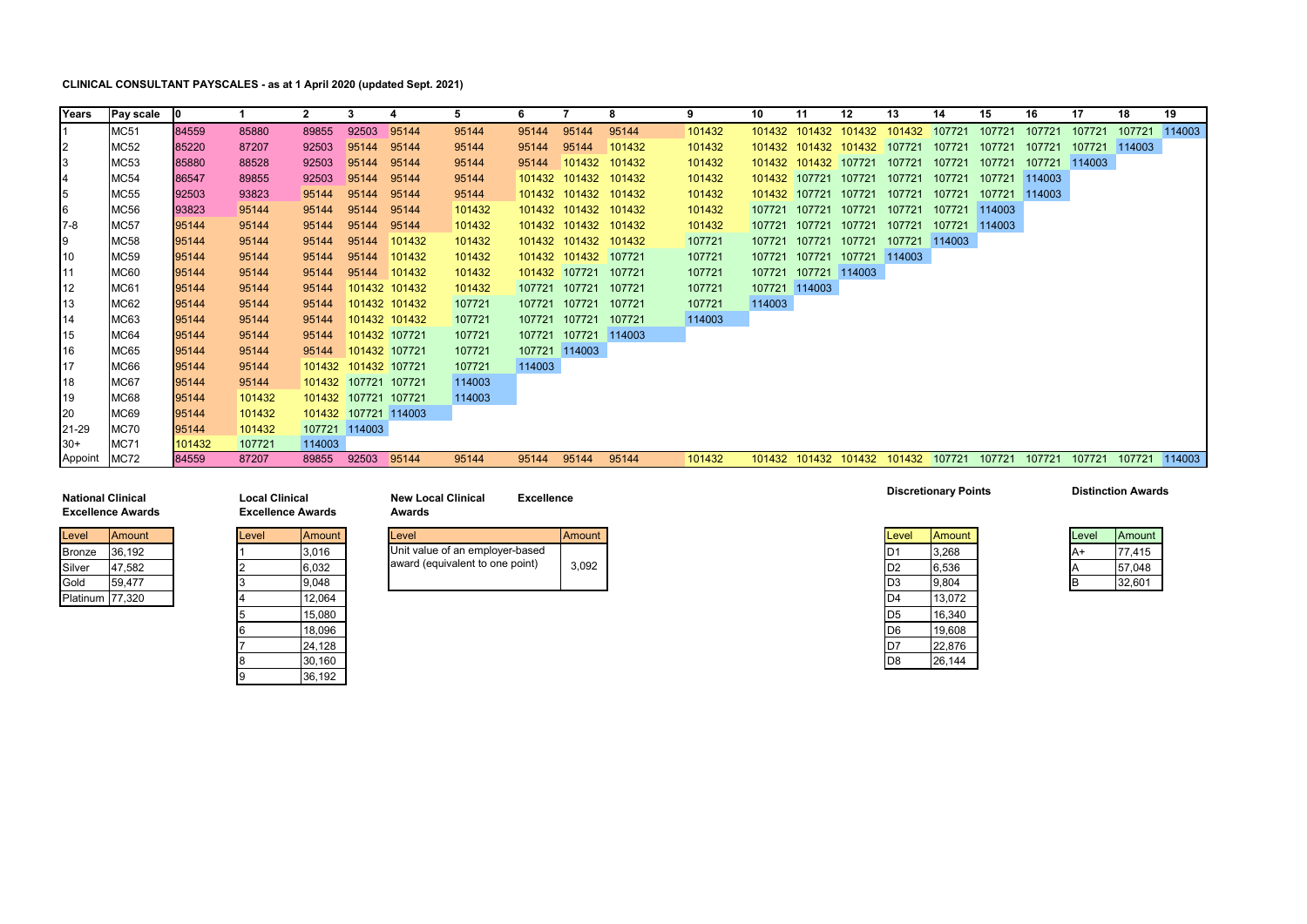**CLINICAL CONSULTANT PAYSCALES - as at 1 April 2020 (updated Sept. 2021)**

| Years | Pay scale | 0 | 1 | 2 | 3 | 4 | 5 | 6 | 7 | 8 | 9 | 10 | 11 | 12 | 13 | 14 | 15 | 16 | 17 | 18 | 19 |
|---|---|---|---|---|---|---|---|---|---|---|---|---|---|---|---|---|---|---|---|---|---|
| 1 | MC51 | 84559 | 85880 | 89855 | 92503 | 95144 | 95144 | 95144 | 95144 | 95144 | 101432 | 101432 | 101432 | 101432 | 101432 | 107721 | 107721 | 107721 | 107721 | 107721 | 114003 |
| 2 | MC52 | 85220 | 87207 | 92503 | 95144 | 95144 | 95144 | 95144 | 95144 | 101432 | 101432 | 101432 | 101432 | 101432 | 107721 | 107721 | 107721 | 107721 | 107721 | 114003 | |
| 3 | MC53 | 85880 | 88528 | 92503 | 95144 | 95144 | 95144 | 95144 | 101432 | 101432 | 101432 | 101432 | 101432 | 107721 | 107721 | 107721 | 107721 | 107721 | 114003 | | |
| 4 | MC54 | 86547 | 89855 | 92503 | 95144 | 95144 | 95144 | 101432 | 101432 | 101432 | 101432 | 101432 | 107721 | 107721 | 107721 | 107721 | 107721 | 114003 | | | |
| 5 | MC55 | 92503 | 93823 | 95144 | 95144 | 95144 | 95144 | 101432 | 101432 | 101432 | 101432 | 101432 | 107721 | 107721 | 107721 | 107721 | 107721 | 114003 | | | |
| 6 | MC56 | 93823 | 95144 | 95144 | 95144 | 95144 | 101432 | 101432 | 101432 | 101432 | 101432 | 107721 | 107721 | 107721 | 107721 | 107721 | 114003 | | | | |
| 7-8 | MC57 | 95144 | 95144 | 95144 | 95144 | 95144 | 101432 | 101432 | 101432 | 101432 | 101432 | 107721 | 107721 | 107721 | 107721 | 107721 | 114003 | | | | |
| 9 | MC58 | 95144 | 95144 | 95144 | 95144 | 101432 | 101432 | 101432 | 101432 | 101432 | 107721 | 107721 | 107721 | 107721 | 107721 | 114003 | | | | | |
| 10 | MC59 | 95144 | 95144 | 95144 | 95144 | 101432 | 101432 | 101432 | 101432 | 107721 | 107721 | 107721 | 107721 | 107721 | 114003 | | | | | | |
| 11 | MC60 | 95144 | 95144 | 95144 | 95144 | 101432 | 101432 | 101432 | 107721 | 107721 | 107721 | 107721 | 107721 | 114003 | | | | | | | |
| 12 | MC61 | 95144 | 95144 | 95144 | 101432 | 101432 | 101432 | 107721 | 107721 | 107721 | 107721 | 107721 | 114003 | | | | | | | | |
| 13 | MC62 | 95144 | 95144 | 95144 | 101432 | 101432 | 107721 | 107721 | 107721 | 107721 | 107721 | 114003 | | | | | | | | | |
| 14 | MC63 | 95144 | 95144 | 95144 | 101432 | 101432 | 107721 | 107721 | 107721 | 107721 | 114003 | | | | | | | | | | |
| 15 | MC64 | 95144 | 95144 | 95144 | 101432 | 107721 | 107721 | 107721 | 107721 | 114003 | | | | | | | | | | | |
| 16 | MC65 | 95144 | 95144 | 95144 | 101432 | 107721 | 107721 | 107721 | 114003 | | | | | | | | | | | | |
| 17 | MC66 | 95144 | 95144 | 101432 | 101432 | 107721 | 107721 | 114003 | | | | | | | | | | | | | |
| 18 | MC67 | 95144 | 95144 | 101432 | 107721 | 107721 | 114003 | | | | | | | | | | | | | | |
| 19 | MC68 | 95144 | 101432 | 101432 | 107721 | 107721 | 114003 | | | | | | | | | | | | | | |
| 20 | MC69 | 95144 | 101432 | 101432 | 107721 | 114003 | | | | | | | | | | | | | | | |
| 21-29 | MC70 | 95144 | 101432 | 107721 | 114003 | | | | | | | | | | | | | | | | |
| 30+ | MC71 | 101432 | 107721 | 114003 | | | | | | | | | | | | | | | | | |
| Appoint | MC72 | 84559 | 87207 | 89855 | 92503 | 95144 | 95144 | 95144 | 95144 | 95144 | 101432 | 101432 | 101432 | 101432 | 101432 | 107721 | 107721 | 107721 | 107721 | 107721 | 114003 |

**National Clinical Excellence Awards**

| Level | Amount |
|---|---|
| Bronze | 36,192 |
| Silver | 47,582 |
| Gold | 59,477 |
| Platinum | 77,320 |

**Local Clinical Excellence Awards**

| Level | Amount |
|---|---|
| 1 | 3,016 |
| 2 | 6,032 |
| 3 | 9,048 |
| 4 | 12,064 |
| 5 | 15,080 |
| 6 | 18,096 |
| 7 | 24,128 |
| 8 | 30,160 |
| 9 | 36,192 |

**New Local Clinical Excellence Awards**

| Level | Amount |
|---|---|
| Unit value of an employer-based award (equivalent to one point) | 3,092 |

**Discretionary Points**

| Level | Amount |
|---|---|
| D1 | 3,268 |
| D2 | 6,536 |
| D3 | 9,804 |
| D4 | 13,072 |
| D5 | 16,340 |
| D6 | 19,608 |
| D7 | 22,876 |
| D8 | 26,144 |

**Distinction Awards**

| Level | Amount |
|---|---|
| A+ | 77,415 |
| A | 57,048 |
| B | 32,601 |